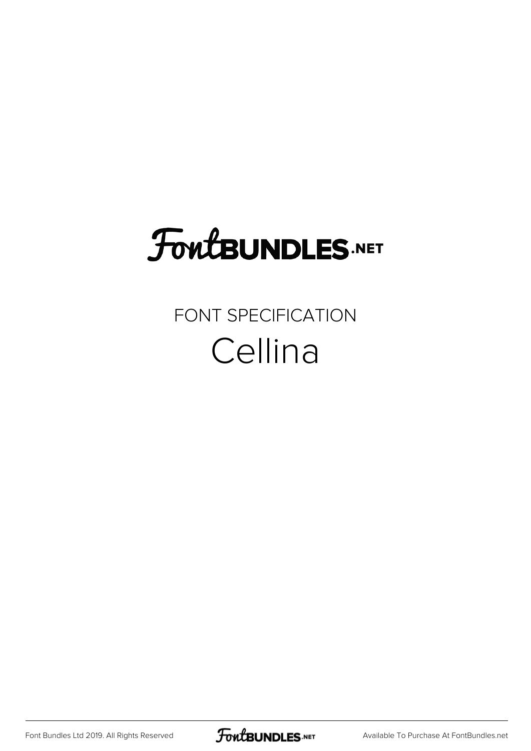# FontBUNDLES.NET

FONT SPECIFICATION

## Cellina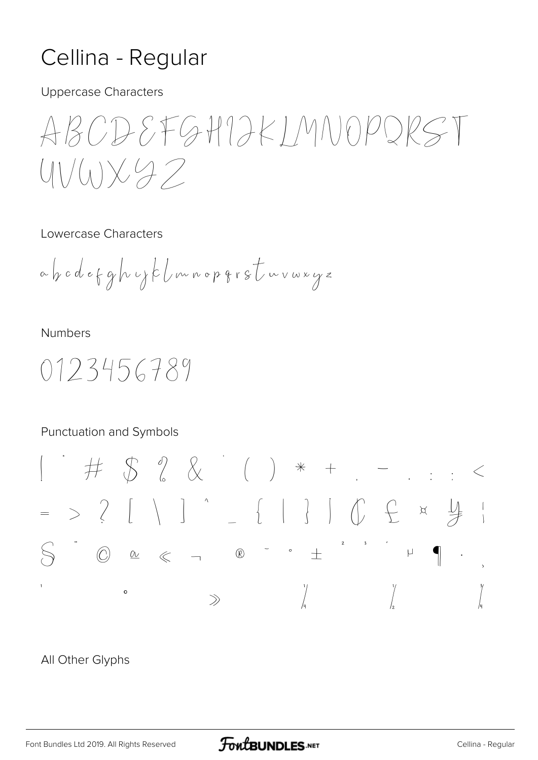# Cellina - Regular

Uppercase Characters

ABCDEFGHIJKLMNOPQRST
UVWXYZ

Lowercase Characters

abcdefghijklmnopqrstuvwxyz

Numbers

0123456789

Punctuation and Symbols

! " # $ % & ' ( ) * + , - . / : ; <
= > ? [ \ ] ^ _ { | } ¡ ¢ £ ¤ ¥ ¦
§ ¨ © ª « ¬ ® ¯ ° ± ² ³ ´ µ ¶ · ¸
¹ º » ¼ ½ ¾

All Other Glyphs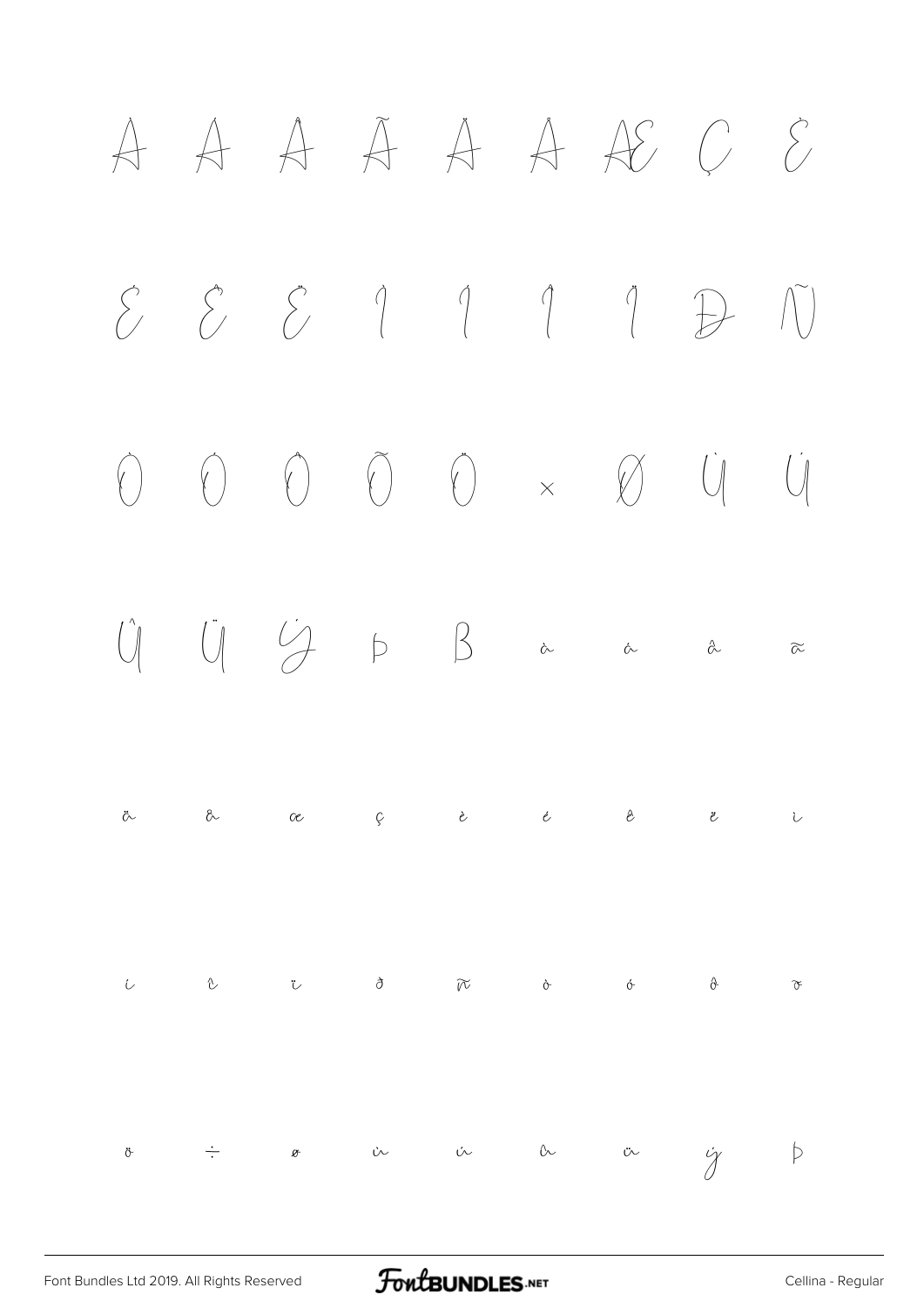À Á Â Ã Ä Å Æ Ç È

É Ê Ë Ì Í Î Ï Ð Ñ

Ò Ó Ô Õ Ö × Ø Ù Ú

Û Ü Ý Þ ß à á â ã

ä å æ ç è é ê ë ì

í î ï ð ñ ò ó ô õ

ö ÷ ø ù ú û ü ý þ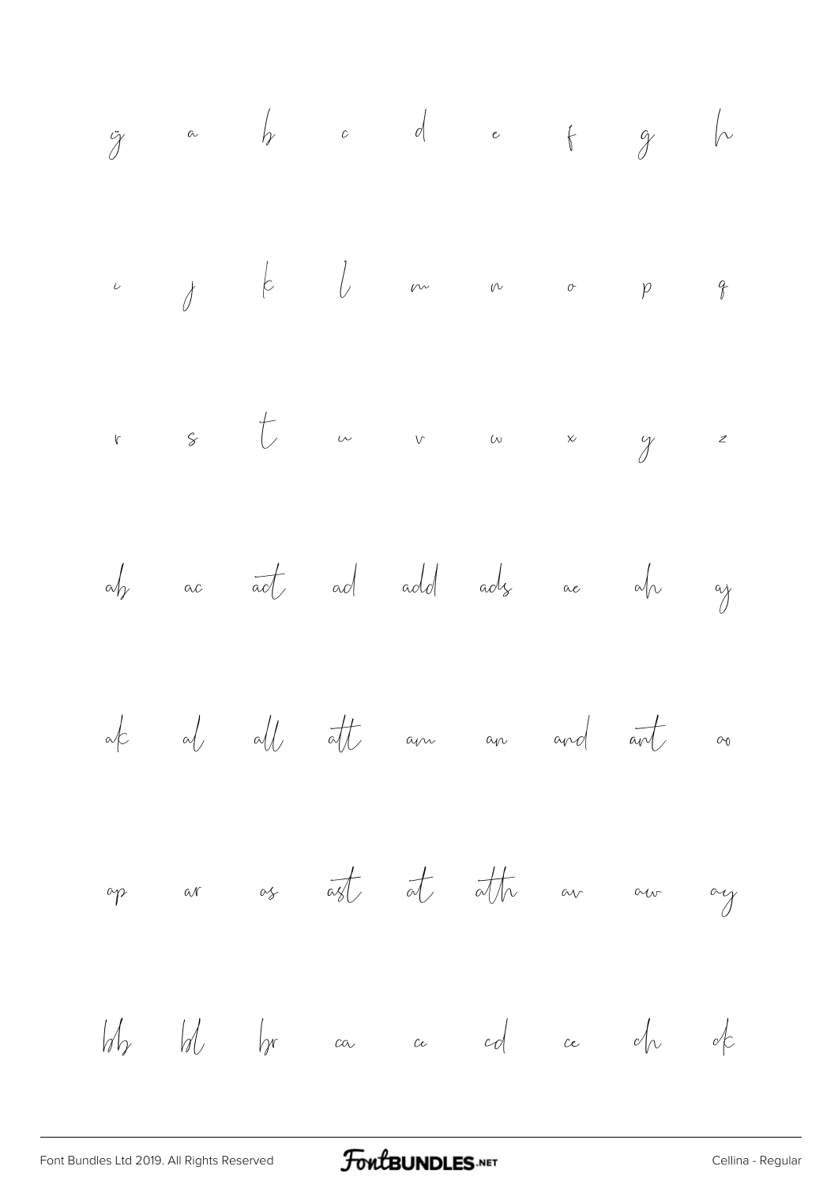ÿ a b c d e f g h

i j k l m n o p q

r s t u v w x y z

ab ac act ad add ads ae ah aj

ak al all att am an and ant ao

ap ar as ast at ath av aw ay

bb bl br ca cc cd ce ch ck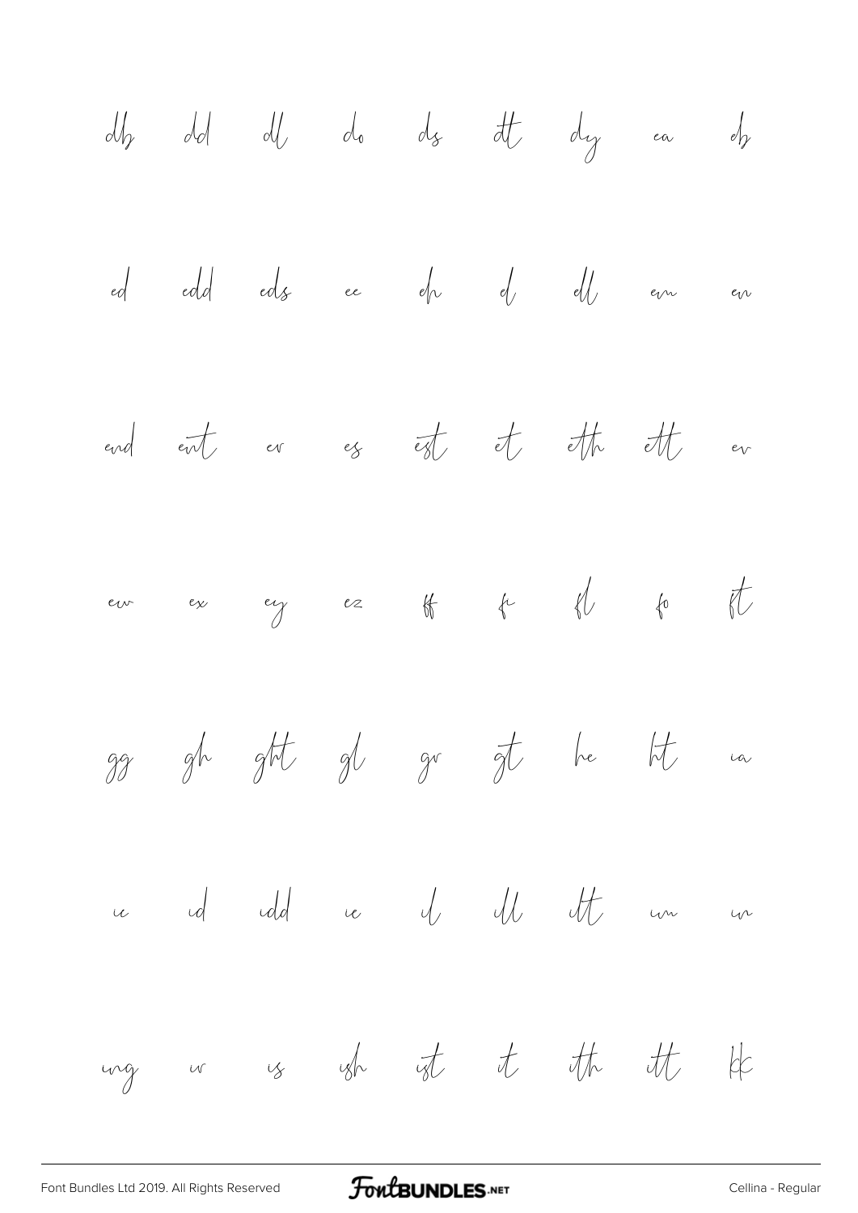db dd dl do ds dt dy ea eb

ed edd eds ee eh el ell em en

end ent er es est et eth ett ev

ew ex ey ez ff fi fl fo ft

gg gh ght gl gr gt he ht ia

ic id idd ie il ill ilt im in

ing ir is ish ist it ith itt kk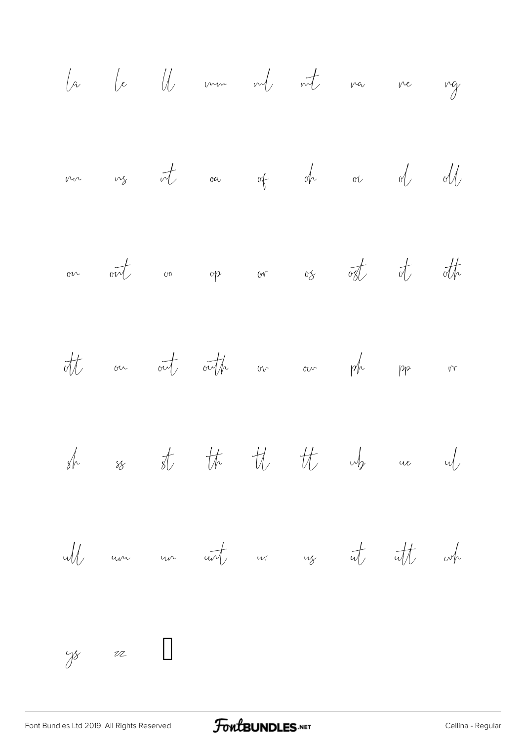la le ll mm ml mt na ne ng

nn ns nt oa of oh oi ol oll

on ont oo op or os ost ot oth

ott ou out outh ov ow ph pp rr

sh ss st th tl tt ub ue ul

ull um un unt ur us ut utt wh

ys zz